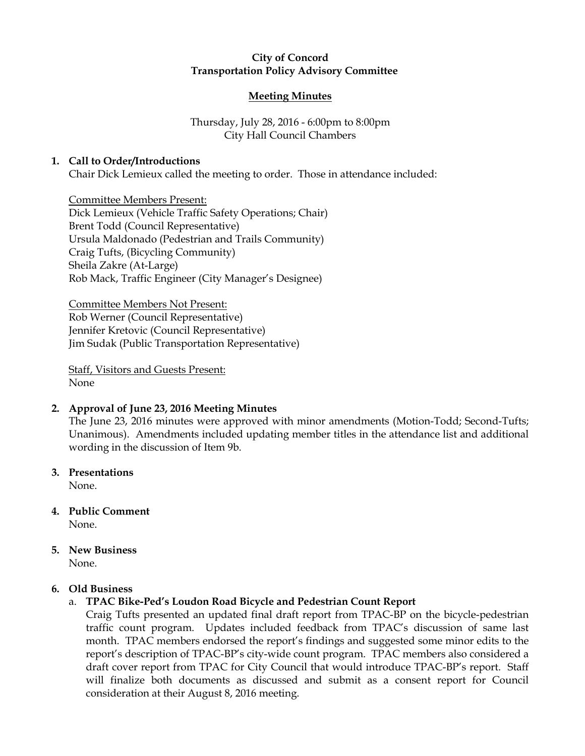**City of Concord**
**Transportation Policy Advisory Committee**

**Meeting Minutes**

Thursday, July 28, 2016 - 6:00pm to 8:00pm
City Hall Council Chambers

**1. Call to Order/Introductions**

Chair Dick Lemieux called the meeting to order. Those in attendance included:

Committee Members Present:
Dick Lemieux (Vehicle Traffic Safety Operations; Chair)
Brent Todd (Council Representative)
Ursula Maldonado (Pedestrian and Trails Community)
Craig Tufts, (Bicycling Community)
Sheila Zakre (At-Large)
Rob Mack, Traffic Engineer (City Manager's Designee)

Committee Members Not Present:
Rob Werner (Council Representative)
Jennifer Kretovic (Council Representative)
Jim Sudak (Public Transportation Representative)

Staff, Visitors and Guests Present:
None

**2. Approval of June 23, 2016 Meeting Minutes**

The June 23, 2016 minutes were approved with minor amendments (Motion-Todd; Second-Tufts; Unanimous). Amendments included updating member titles in the attendance list and additional wording in the discussion of Item 9b.

**3. Presentations**

None.

**4. Public Comment**

None.

**5. New Business**

None.

**6. Old Business**

a. **TPAC Bike-Ped's Loudon Road Bicycle and Pedestrian Count Report**

Craig Tufts presented an updated final draft report from TPAC-BP on the bicycle-pedestrian traffic count program. Updates included feedback from TPAC's discussion of same last month. TPAC members endorsed the report's findings and suggested some minor edits to the report's description of TPAC-BP's city-wide count program. TPAC members also considered a draft cover report from TPAC for City Council that would introduce TPAC-BP's report. Staff will finalize both documents as discussed and submit as a consent report for Council consideration at their August 8, 2016 meeting.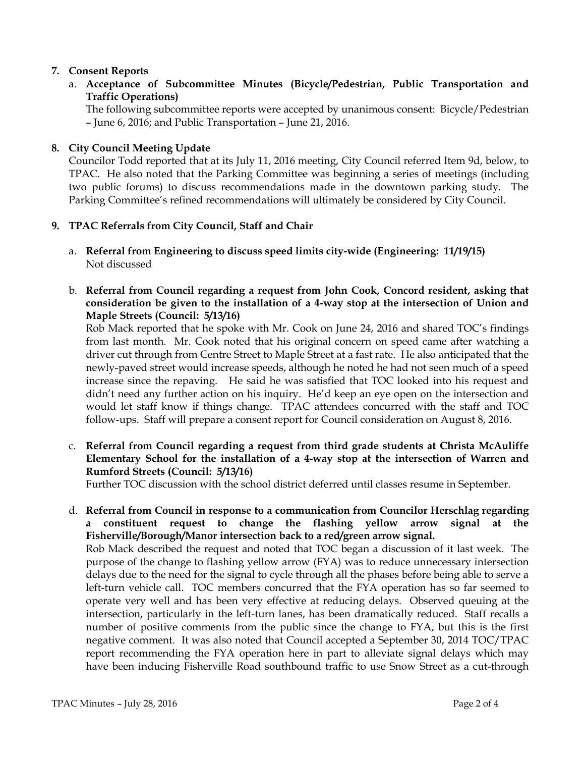**7. Consent Reports**

a. **Acceptance of Subcommittee Minutes (Bicycle/Pedestrian, Public Transportation and Traffic Operations)**
The following subcommittee reports were accepted by unanimous consent: Bicycle/Pedestrian – June 6, 2016; and Public Transportation – June 21, 2016.

**8. City Council Meeting Update**

Councilor Todd reported that at its July 11, 2016 meeting, City Council referred Item 9d, below, to TPAC. He also noted that the Parking Committee was beginning a series of meetings (including two public forums) to discuss recommendations made in the downtown parking study. The Parking Committee's refined recommendations will ultimately be considered by City Council.

**9. TPAC Referrals from City Council, Staff and Chair**

a. **Referral from Engineering to discuss speed limits city-wide (Engineering: 11/19/15)**
Not discussed

b. **Referral from Council regarding a request from John Cook, Concord resident, asking that consideration be given to the installation of a 4-way stop at the intersection of Union and Maple Streets (Council: 5/13/16)**
Rob Mack reported that he spoke with Mr. Cook on June 24, 2016 and shared TOC's findings from last month. Mr. Cook noted that his original concern on speed came after watching a driver cut through from Centre Street to Maple Street at a fast rate. He also anticipated that the newly-paved street would increase speeds, although he noted he had not seen much of a speed increase since the repaving. He said he was satisfied that TOC looked into his request and didn't need any further action on his inquiry. He'd keep an eye open on the intersection and would let staff know if things change. TPAC attendees concurred with the staff and TOC follow-ups. Staff will prepare a consent report for Council consideration on August 8, 2016.

c. **Referral from Council regarding a request from third grade students at Christa McAuliffe Elementary School for the installation of a 4-way stop at the intersection of Warren and Rumford Streets (Council: 5/13/16)**
Further TOC discussion with the school district deferred until classes resume in September.

d. **Referral from Council in response to a communication from Councilor Herschlag regarding a constituent request to change the flashing yellow arrow signal at the Fisherville/Borough/Manor intersection back to a red/green arrow signal.**
Rob Mack described the request and noted that TOC began a discussion of it last week. The purpose of the change to flashing yellow arrow (FYA) was to reduce unnecessary intersection delays due to the need for the signal to cycle through all the phases before being able to serve a left-turn vehicle call. TOC members concurred that the FYA operation has so far seemed to operate very well and has been very effective at reducing delays. Observed queuing at the intersection, particularly in the left-turn lanes, has been dramatically reduced. Staff recalls a number of positive comments from the public since the change to FYA, but this is the first negative comment. It was also noted that Council accepted a September 30, 2014 TOC/TPAC report recommending the FYA operation here in part to alleviate signal delays which may have been inducing Fisherville Road southbound traffic to use Snow Street as a cut-through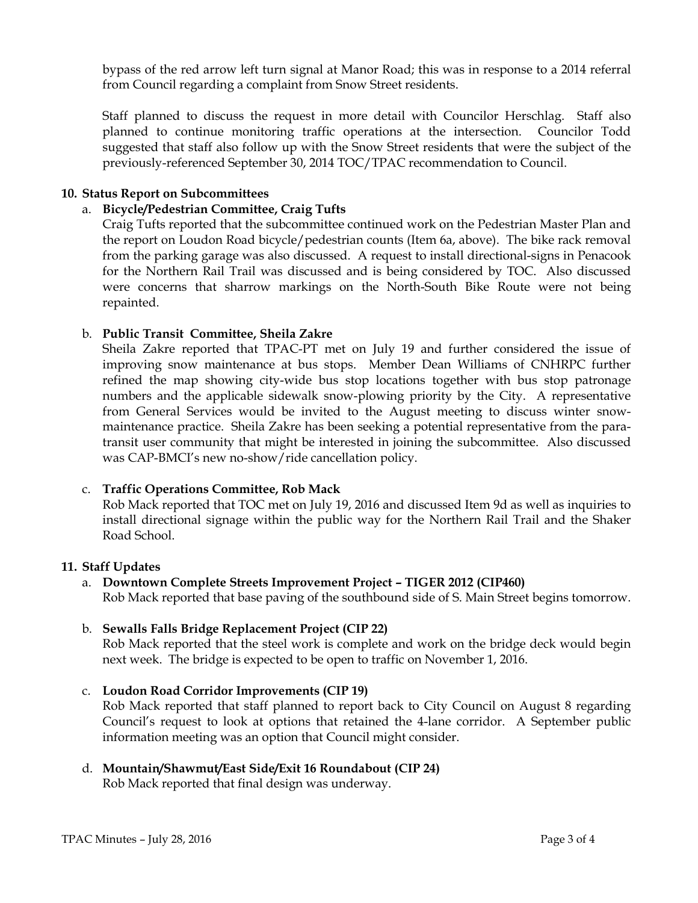bypass of the red arrow left turn signal at Manor Road; this was in response to a 2014 referral from Council regarding a complaint from Snow Street residents.

Staff planned to discuss the request in more detail with Councilor Herschlag. Staff also planned to continue monitoring traffic operations at the intersection. Councilor Todd suggested that staff also follow up with the Snow Street residents that were the subject of the previously-referenced September 30, 2014 TOC/TPAC recommendation to Council.

**10. Status Report on Subcommittees**

a. **Bicycle/Pedestrian Committee, Craig Tufts**

Craig Tufts reported that the subcommittee continued work on the Pedestrian Master Plan and the report on Loudon Road bicycle/pedestrian counts (Item 6a, above). The bike rack removal from the parking garage was also discussed. A request to install directional-signs in Penacook for the Northern Rail Trail was discussed and is being considered by TOC. Also discussed were concerns that sharrow markings on the North-South Bike Route were not being repainted.

b. **Public Transit Committee, Sheila Zakre**

Sheila Zakre reported that TPAC-PT met on July 19 and further considered the issue of improving snow maintenance at bus stops. Member Dean Williams of CNHRPC further refined the map showing city-wide bus stop locations together with bus stop patronage numbers and the applicable sidewalk snow-plowing priority by the City. A representative from General Services would be invited to the August meeting to discuss winter snow-maintenance practice. Sheila Zakre has been seeking a potential representative from the para-transit user community that might be interested in joining the subcommittee. Also discussed was CAP-BMCI's new no-show/ride cancellation policy.

c. **Traffic Operations Committee, Rob Mack**

Rob Mack reported that TOC met on July 19, 2016 and discussed Item 9d as well as inquiries to install directional signage within the public way for the Northern Rail Trail and the Shaker Road School.

**11. Staff Updates**

a. **Downtown Complete Streets Improvement Project – TIGER 2012 (CIP460)**

Rob Mack reported that base paving of the southbound side of S. Main Street begins tomorrow.

b. **Sewalls Falls Bridge Replacement Project (CIP 22)**

Rob Mack reported that the steel work is complete and work on the bridge deck would begin next week. The bridge is expected to be open to traffic on November 1, 2016.

c. **Loudon Road Corridor Improvements (CIP 19)**

Rob Mack reported that staff planned to report back to City Council on August 8 regarding Council's request to look at options that retained the 4-lane corridor. A September public information meeting was an option that Council might consider.

d. **Mountain/Shawmut/East Side/Exit 16 Roundabout (CIP 24)**

Rob Mack reported that final design was underway.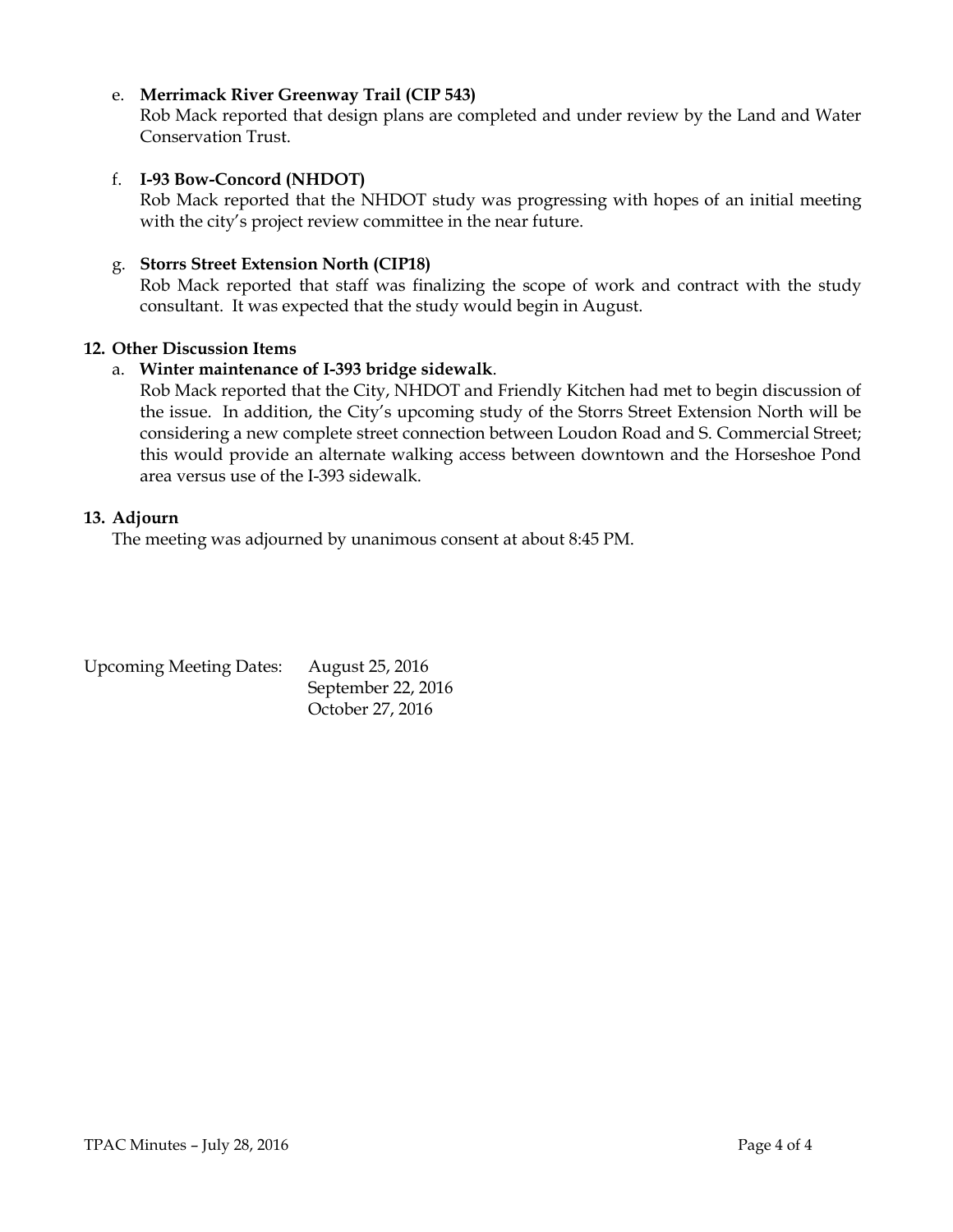e. **Merrimack River Greenway Trail (CIP 543)**
   Rob Mack reported that design plans are completed and under review by the Land and Water Conservation Trust.

f. **I-93 Bow-Concord (NHDOT)**
   Rob Mack reported that the NHDOT study was progressing with hopes of an initial meeting with the city's project review committee in the near future.

g. **Storrs Street Extension North (CIP18)**
   Rob Mack reported that staff was finalizing the scope of work and contract with the study consultant. It was expected that the study would begin in August.

**12. Other Discussion Items**

a. **Winter maintenance of I-393 bridge sidewalk**.
   Rob Mack reported that the City, NHDOT and Friendly Kitchen had met to begin discussion of the issue. In addition, the City's upcoming study of the Storrs Street Extension North will be considering a new complete street connection between Loudon Road and S. Commercial Street; this would provide an alternate walking access between downtown and the Horseshoe Pond area versus use of the I-393 sidewalk.

**13. Adjourn**

The meeting was adjourned by unanimous consent at about 8:45 PM.

Upcoming Meeting Dates: August 25, 2016
September 22, 2016
October 27, 2016